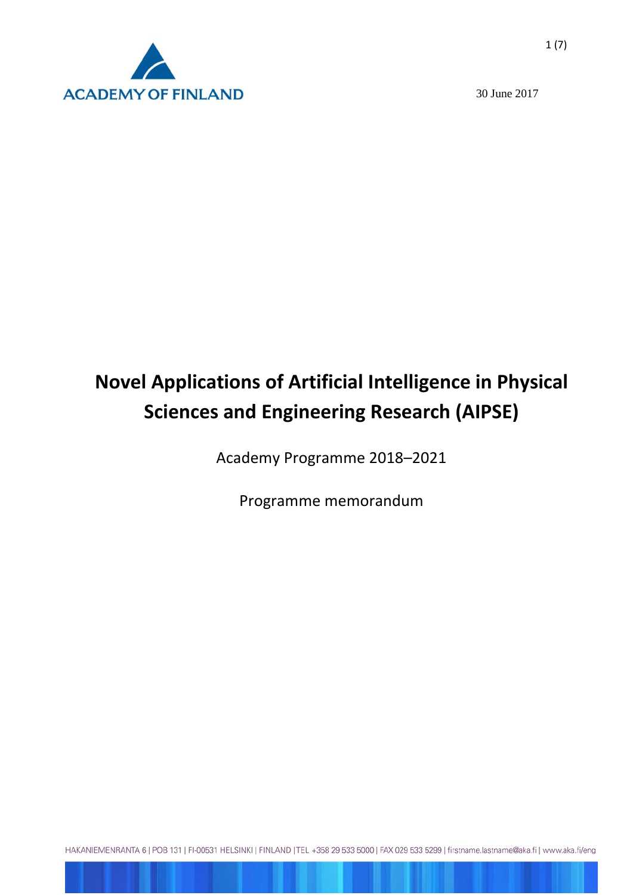ACADEMY OF FINLAND

30 June 2017

# Novel Applications of Artificial Intelligence in Physical Sciences and Engineering Research (AIPSE)

Academy Programme 2018–2021

Programme memorandum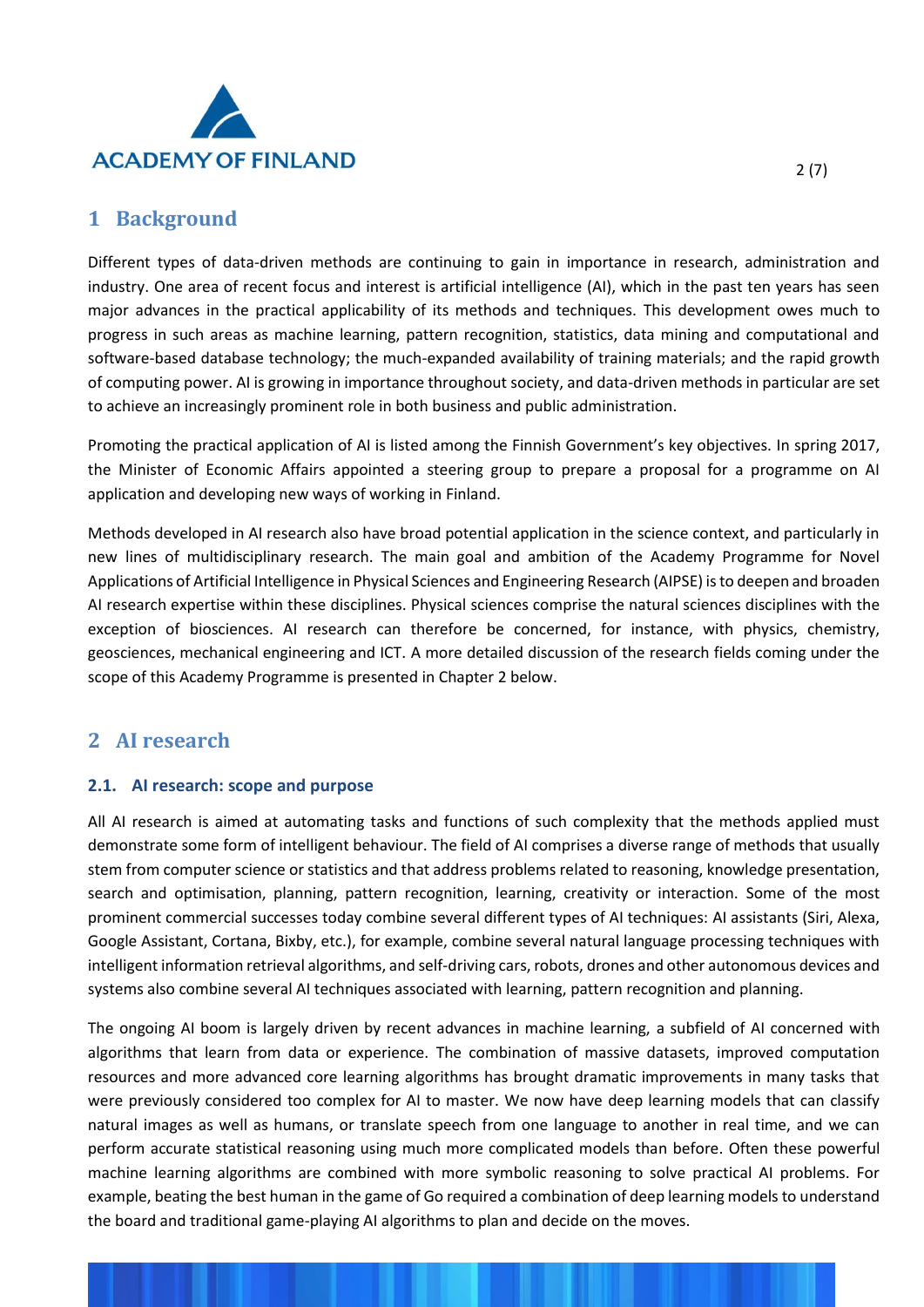# 1 Background

Different types of data-driven methods are continuing to gain in importance in research, administration and industry. One area of recent focus and interest is artificial intelligence (AI), which in the past ten years has seen major advances in the practical applicability of its methods and techniques. This development owes much to progress in such areas as machine learning, pattern recognition, statistics, data mining and computational and software-based database technology; the much-expanded availability of training materials; and the rapid growth of computing power. AI is growing in importance throughout society, and data-driven methods in particular are set to achieve an increasingly prominent role in both business and public administration.

Promoting the practical application of AI is listed among the Finnish Government's key objectives. In spring 2017, the Minister of Economic Affairs appointed a steering group to prepare a proposal for a programme on AI application and developing new ways of working in Finland.

Methods developed in AI research also have broad potential application in the science context, and particularly in new lines of multidisciplinary research. The main goal and ambition of the Academy Programme for Novel Applications of Artificial Intelligence in Physical Sciences and Engineering Research (AIPSE) is to deepen and broaden AI research expertise within these disciplines. Physical sciences comprise the natural sciences disciplines with the exception of biosciences. AI research can therefore be concerned, for instance, with physics, chemistry, geosciences, mechanical engineering and ICT. A more detailed discussion of the research fields coming under the scope of this Academy Programme is presented in Chapter 2 below.

# 2 AI research

## 2.1. AI research: scope and purpose

All AI research is aimed at automating tasks and functions of such complexity that the methods applied must demonstrate some form of intelligent behaviour. The field of AI comprises a diverse range of methods that usually stem from computer science or statistics and that address problems related to reasoning, knowledge presentation, search and optimisation, planning, pattern recognition, learning, creativity or interaction. Some of the most prominent commercial successes today combine several different types of AI techniques: AI assistants (Siri, Alexa, Google Assistant, Cortana, Bixby, etc.), for example, combine several natural language processing techniques with intelligent information retrieval algorithms, and self-driving cars, robots, drones and other autonomous devices and systems also combine several AI techniques associated with learning, pattern recognition and planning.

The ongoing AI boom is largely driven by recent advances in machine learning, a subfield of AI concerned with algorithms that learn from data or experience. The combination of massive datasets, improved computation resources and more advanced core learning algorithms has brought dramatic improvements in many tasks that were previously considered too complex for AI to master. We now have deep learning models that can classify natural images as well as humans, or translate speech from one language to another in real time, and we can perform accurate statistical reasoning using much more complicated models than before. Often these powerful machine learning algorithms are combined with more symbolic reasoning to solve practical AI problems. For example, beating the best human in the game of Go required a combination of deep learning models to understand the board and traditional game-playing AI algorithms to plan and decide on the moves.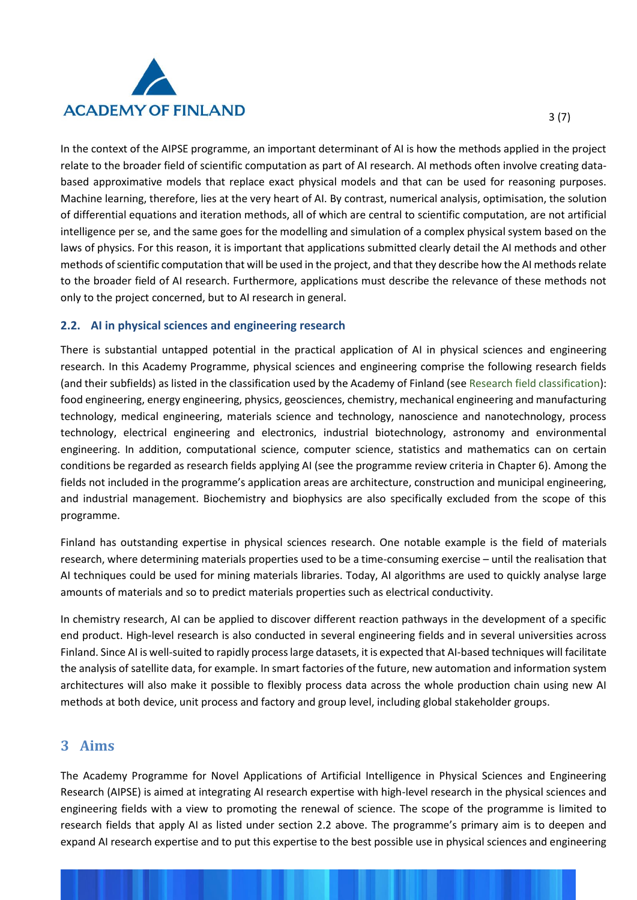In the context of the AIPSE programme, an important determinant of AI is how the methods applied in the project relate to the broader field of scientific computation as part of AI research. AI methods often involve creating data-based approximative models that replace exact physical models and that can be used for reasoning purposes. Machine learning, therefore, lies at the very heart of AI. By contrast, numerical analysis, optimisation, the solution of differential equations and iteration methods, all of which are central to scientific computation, are not artificial intelligence per se, and the same goes for the modelling and simulation of a complex physical system based on the laws of physics. For this reason, it is important that applications submitted clearly detail the AI methods and other methods of scientific computation that will be used in the project, and that they describe how the AI methods relate to the broader field of AI research. Furthermore, applications must describe the relevance of these methods not only to the project concerned, but to AI research in general.

### 2.2. AI in physical sciences and engineering research

There is substantial untapped potential in the practical application of AI in physical sciences and engineering research. In this Academy Programme, physical sciences and engineering comprise the following research fields (and their subfields) as listed in the classification used by the Academy of Finland (see Research field classification): food engineering, energy engineering, physics, geosciences, chemistry, mechanical engineering and manufacturing technology, medical engineering, materials science and technology, nanoscience and nanotechnology, process technology, electrical engineering and electronics, industrial biotechnology, astronomy and environmental engineering. In addition, computational science, computer science, statistics and mathematics can on certain conditions be regarded as research fields applying AI (see the programme review criteria in Chapter 6). Among the fields not included in the programme's application areas are architecture, construction and municipal engineering, and industrial management. Biochemistry and biophysics are also specifically excluded from the scope of this programme.

Finland has outstanding expertise in physical sciences research. One notable example is the field of materials research, where determining materials properties used to be a time-consuming exercise – until the realisation that AI techniques could be used for mining materials libraries. Today, AI algorithms are used to quickly analyse large amounts of materials and so to predict materials properties such as electrical conductivity.

In chemistry research, AI can be applied to discover different reaction pathways in the development of a specific end product. High-level research is also conducted in several engineering fields and in several universities across Finland. Since AI is well-suited to rapidly process large datasets, it is expected that AI-based techniques will facilitate the analysis of satellite data, for example. In smart factories of the future, new automation and information system architectures will also make it possible to flexibly process data across the whole production chain using new AI methods at both device, unit process and factory and group level, including global stakeholder groups.

## 3 Aims

The Academy Programme for Novel Applications of Artificial Intelligence in Physical Sciences and Engineering Research (AIPSE) is aimed at integrating AI research expertise with high-level research in the physical sciences and engineering fields with a view to promoting the renewal of science. The scope of the programme is limited to research fields that apply AI as listed under section 2.2 above. The programme's primary aim is to deepen and expand AI research expertise and to put this expertise to the best possible use in physical sciences and engineering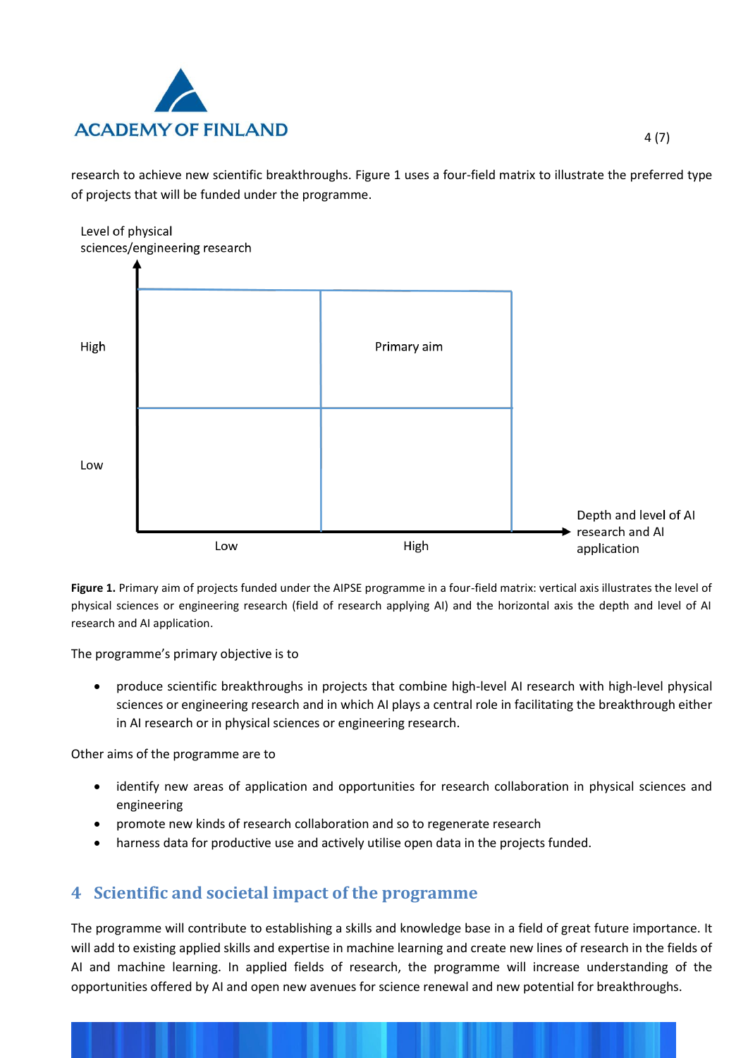research to achieve new scientific breakthroughs. Figure 1 uses a four-field matrix to illustrate the preferred type of projects that will be funded under the programme.

| Level of physical sciences/engineering research | Low | High |
|---|---|---|
| High | | Primary aim |
| Low | | |

Horizontal axis: Depth and level of AI research and AI application

**Figure 1.** Primary aim of projects funded under the AIPSE programme in a four-field matrix: vertical axis illustrates the level of physical sciences or engineering research (field of research applying AI) and the horizontal axis the depth and level of AI research and AI application.

The programme's primary objective is to

- produce scientific breakthroughs in projects that combine high-level AI research with high-level physical sciences or engineering research and in which AI plays a central role in facilitating the breakthrough either in AI research or in physical sciences or engineering research.

Other aims of the programme are to

- identify new areas of application and opportunities for research collaboration in physical sciences and engineering
- promote new kinds of research collaboration and so to regenerate research
- harness data for productive use and actively utilise open data in the projects funded.

## 4 Scientific and societal impact of the programme

The programme will contribute to establishing a skills and knowledge base in a field of great future importance. It will add to existing applied skills and expertise in machine learning and create new lines of research in the fields of AI and machine learning. In applied fields of research, the programme will increase understanding of the opportunities offered by AI and open new avenues for science renewal and new potential for breakthroughs.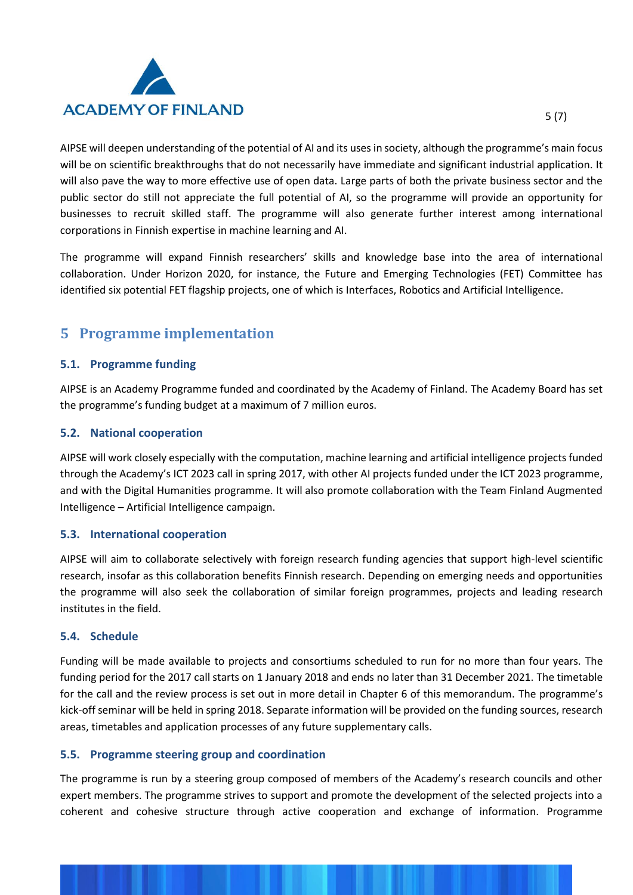AIPSE will deepen understanding of the potential of AI and its uses in society, although the programme's main focus will be on scientific breakthroughs that do not necessarily have immediate and significant industrial application. It will also pave the way to more effective use of open data. Large parts of both the private business sector and the public sector do still not appreciate the full potential of AI, so the programme will provide an opportunity for businesses to recruit skilled staff. The programme will also generate further interest among international corporations in Finnish expertise in machine learning and AI.

The programme will expand Finnish researchers' skills and knowledge base into the area of international collaboration. Under Horizon 2020, for instance, the Future and Emerging Technologies (FET) Committee has identified six potential FET flagship projects, one of which is Interfaces, Robotics and Artificial Intelligence.

# 5 Programme implementation

## 5.1. Programme funding

AIPSE is an Academy Programme funded and coordinated by the Academy of Finland. The Academy Board has set the programme's funding budget at a maximum of 7 million euros.

## 5.2. National cooperation

AIPSE will work closely especially with the computation, machine learning and artificial intelligence projects funded through the Academy's ICT 2023 call in spring 2017, with other AI projects funded under the ICT 2023 programme, and with the Digital Humanities programme. It will also promote collaboration with the Team Finland Augmented Intelligence – Artificial Intelligence campaign.

## 5.3. International cooperation

AIPSE will aim to collaborate selectively with foreign research funding agencies that support high-level scientific research, insofar as this collaboration benefits Finnish research. Depending on emerging needs and opportunities the programme will also seek the collaboration of similar foreign programmes, projects and leading research institutes in the field.

## 5.4. Schedule

Funding will be made available to projects and consortiums scheduled to run for no more than four years. The funding period for the 2017 call starts on 1 January 2018 and ends no later than 31 December 2021. The timetable for the call and the review process is set out in more detail in Chapter 6 of this memorandum. The programme's kick-off seminar will be held in spring 2018. Separate information will be provided on the funding sources, research areas, timetables and application processes of any future supplementary calls.

## 5.5. Programme steering group and coordination

The programme is run by a steering group composed of members of the Academy's research councils and other expert members. The programme strives to support and promote the development of the selected projects into a coherent and cohesive structure through active cooperation and exchange of information. Programme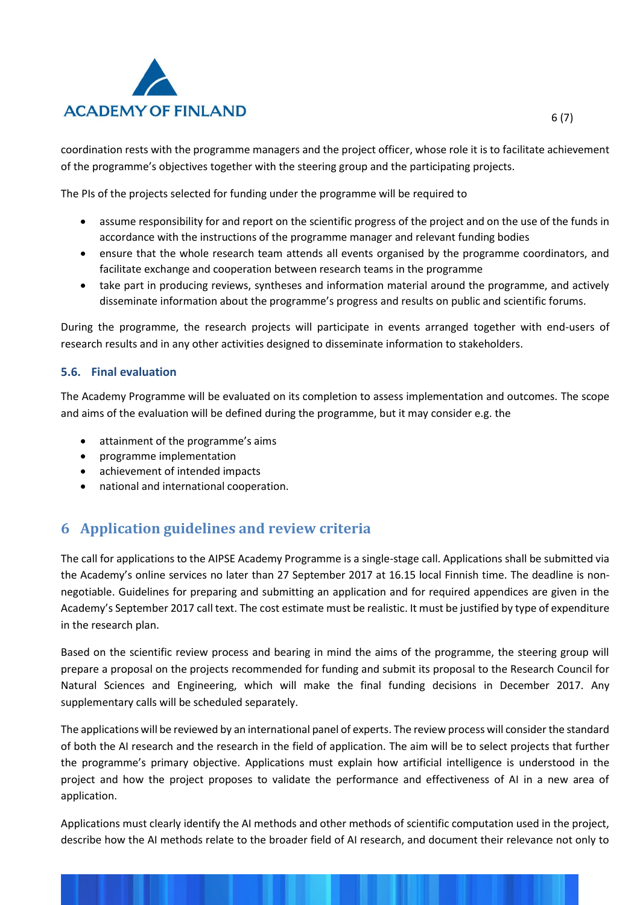coordination rests with the programme managers and the project officer, whose role it is to facilitate achievement of the programme's objectives together with the steering group and the participating projects.

The PIs of the projects selected for funding under the programme will be required to

- assume responsibility for and report on the scientific progress of the project and on the use of the funds in accordance with the instructions of the programme manager and relevant funding bodies
- ensure that the whole research team attends all events organised by the programme coordinators, and facilitate exchange and cooperation between research teams in the programme
- take part in producing reviews, syntheses and information material around the programme, and actively disseminate information about the programme's progress and results on public and scientific forums.

During the programme, the research projects will participate in events arranged together with end-users of research results and in any other activities designed to disseminate information to stakeholders.

### 5.6. Final evaluation

The Academy Programme will be evaluated on its completion to assess implementation and outcomes. The scope and aims of the evaluation will be defined during the programme, but it may consider e.g. the

- attainment of the programme's aims
- programme implementation
- achievement of intended impacts
- national and international cooperation.

## 6 Application guidelines and review criteria

The call for applications to the AIPSE Academy Programme is a single-stage call. Applications shall be submitted via the Academy's online services no later than 27 September 2017 at 16.15 local Finnish time. The deadline is non-negotiable. Guidelines for preparing and submitting an application and for required appendices are given in the Academy's September 2017 call text. The cost estimate must be realistic. It must be justified by type of expenditure in the research plan.

Based on the scientific review process and bearing in mind the aims of the programme, the steering group will prepare a proposal on the projects recommended for funding and submit its proposal to the Research Council for Natural Sciences and Engineering, which will make the final funding decisions in December 2017. Any supplementary calls will be scheduled separately.

The applications will be reviewed by an international panel of experts. The review process will consider the standard of both the AI research and the research in the field of application. The aim will be to select projects that further the programme's primary objective. Applications must explain how artificial intelligence is understood in the project and how the project proposes to validate the performance and effectiveness of AI in a new area of application.

Applications must clearly identify the AI methods and other methods of scientific computation used in the project, describe how the AI methods relate to the broader field of AI research, and document their relevance not only to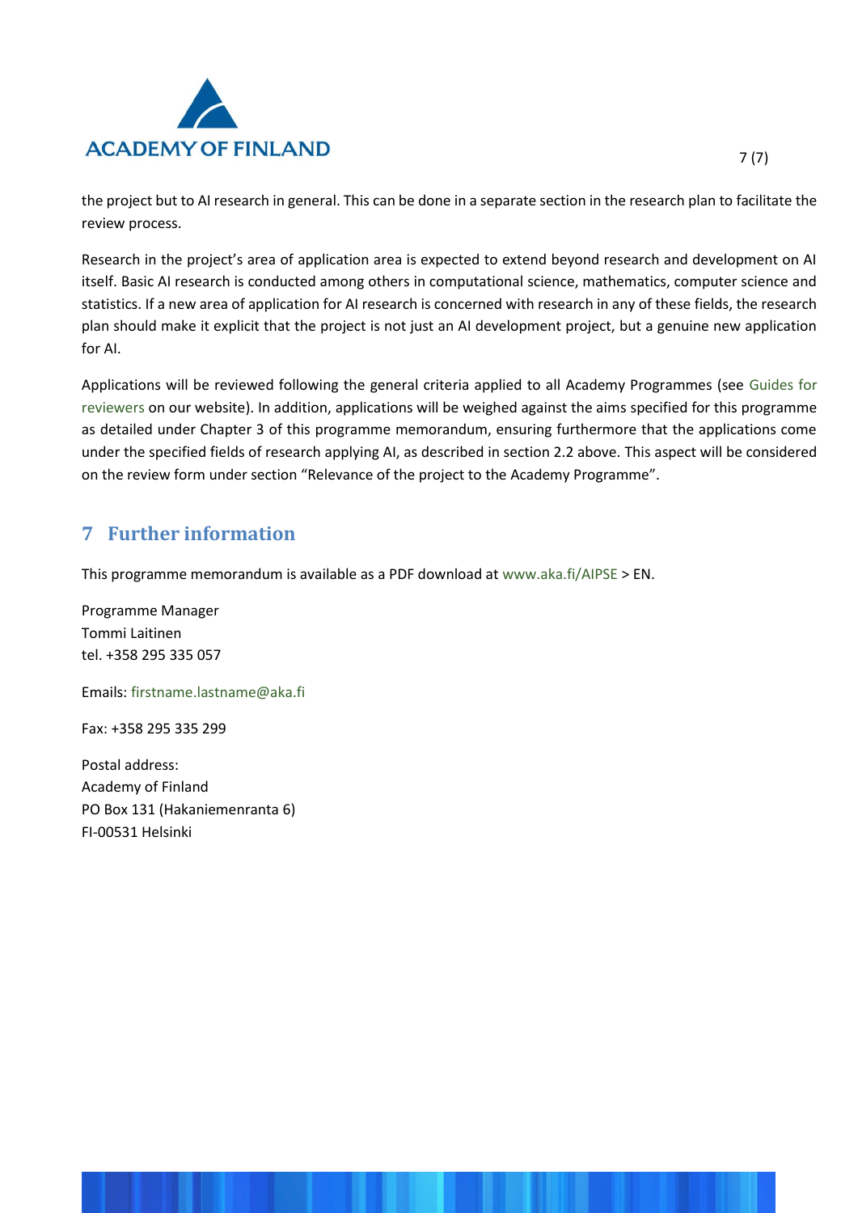the project but to AI research in general. This can be done in a separate section in the research plan to facilitate the review process.

Research in the project's area of application area is expected to extend beyond research and development on AI itself. Basic AI research is conducted among others in computational science, mathematics, computer science and statistics. If a new area of application for AI research is concerned with research in any of these fields, the research plan should make it explicit that the project is not just an AI development project, but a genuine new application for AI.

Applications will be reviewed following the general criteria applied to all Academy Programmes (see Guides for reviewers on our website). In addition, applications will be weighed against the aims specified for this programme as detailed under Chapter 3 of this programme memorandum, ensuring furthermore that the applications come under the specified fields of research applying AI, as described in section 2.2 above. This aspect will be considered on the review form under section "Relevance of the project to the Academy Programme".

# 7 Further information

This programme memorandum is available as a PDF download at www.aka.fi/AIPSE > EN.

Programme Manager  
Tommi Laitinen  
tel. +358 295 335 057

Emails: firstname.lastname@aka.fi

Fax: +358 295 335 299

Postal address:  
Academy of Finland  
PO Box 131 (Hakaniemenranta 6)  
FI-00531 Helsinki